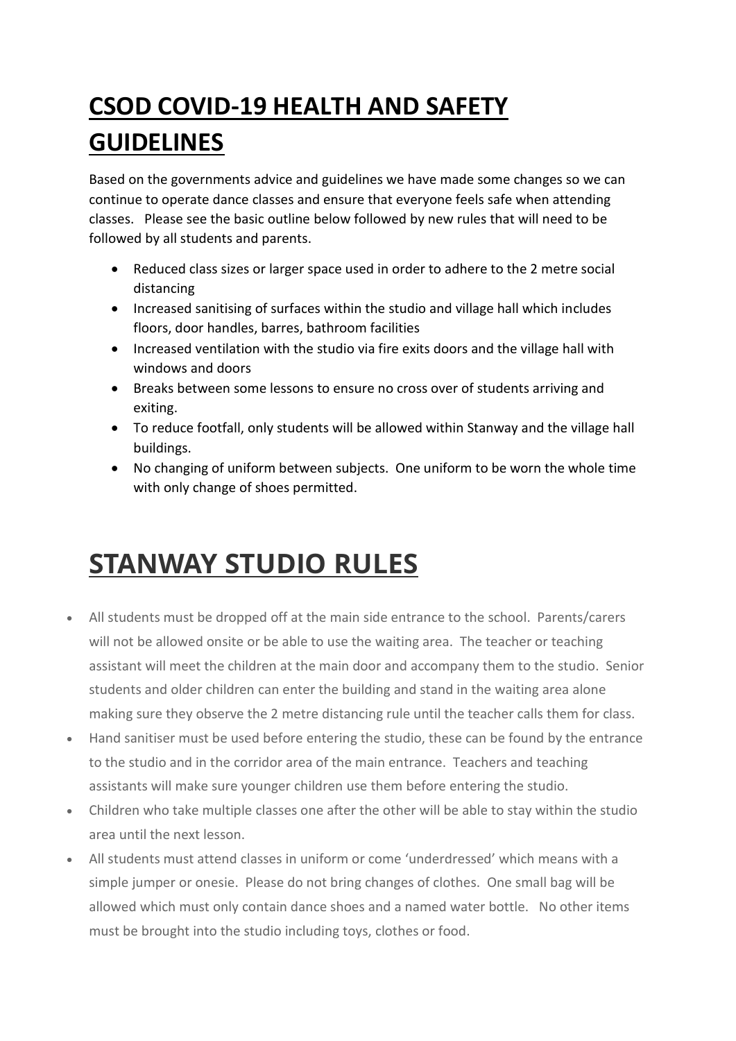# CSOD COVID-19 HEALTH AND SAFETY GUIDELINES

Based on the governments advice and guidelines we have made some changes so we can continue to operate dance classes and ensure that everyone feels safe when attending classes. Please see the basic outline below followed by new rules that will need to be followed by all students and parents.

- Reduced class sizes or larger space used in order to adhere to the 2 metre social distancing
- Increased sanitising of surfaces within the studio and village hall which includes floors, door handles, barres, bathroom facilities
- Increased ventilation with the studio via fire exits doors and the village hall with windows and doors
- Breaks between some lessons to ensure no cross over of students arriving and exiting.
- To reduce footfall, only students will be allowed within Stanway and the village hall buildings.
- No changing of uniform between subjects. One uniform to be worn the whole time with only change of shoes permitted.

# STANWAY STUDIO RULES

- All students must be dropped off at the main side entrance to the school. Parents/carers will not be allowed onsite or be able to use the waiting area. The teacher or teaching assistant will meet the children at the main door and accompany them to the studio. Senior students and older children can enter the building and stand in the waiting area alone making sure they observe the 2 metre distancing rule until the teacher calls them for class.
- Hand sanitiser must be used before entering the studio, these can be found by the entrance to the studio and in the corridor area of the main entrance. Teachers and teaching assistants will make sure younger children use them before entering the studio.
- Children who take multiple classes one after the other will be able to stay within the studio area until the next lesson.
- All students must attend classes in uniform or come 'underdressed' which means with a simple jumper or onesie. Please do not bring changes of clothes. One small bag will be allowed which must only contain dance shoes and a named water bottle. No other items must be brought into the studio including toys, clothes or food.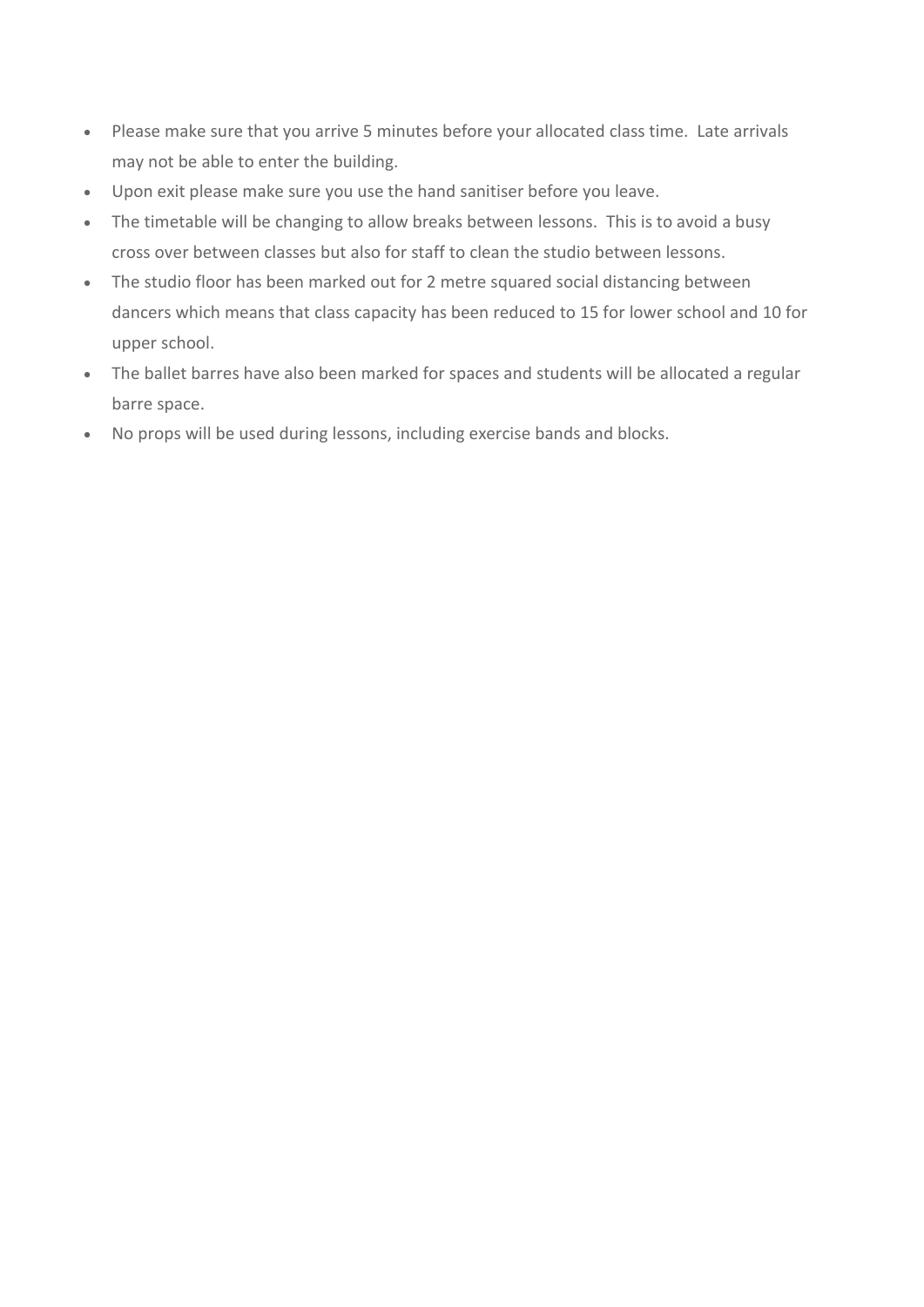- Please make sure that you arrive 5 minutes before your allocated class time. Late arrivals may not be able to enter the building.
- Upon exit please make sure you use the hand sanitiser before you leave.
- The timetable will be changing to allow breaks between lessons. This is to avoid a busy cross over between classes but also for staff to clean the studio between lessons.
- The studio floor has been marked out for 2 metre squared social distancing between dancers which means that class capacity has been reduced to 15 for lower school and 10 for upper school.
- The ballet barres have also been marked for spaces and students will be allocated a regular barre space.
- No props will be used during lessons, including exercise bands and blocks.